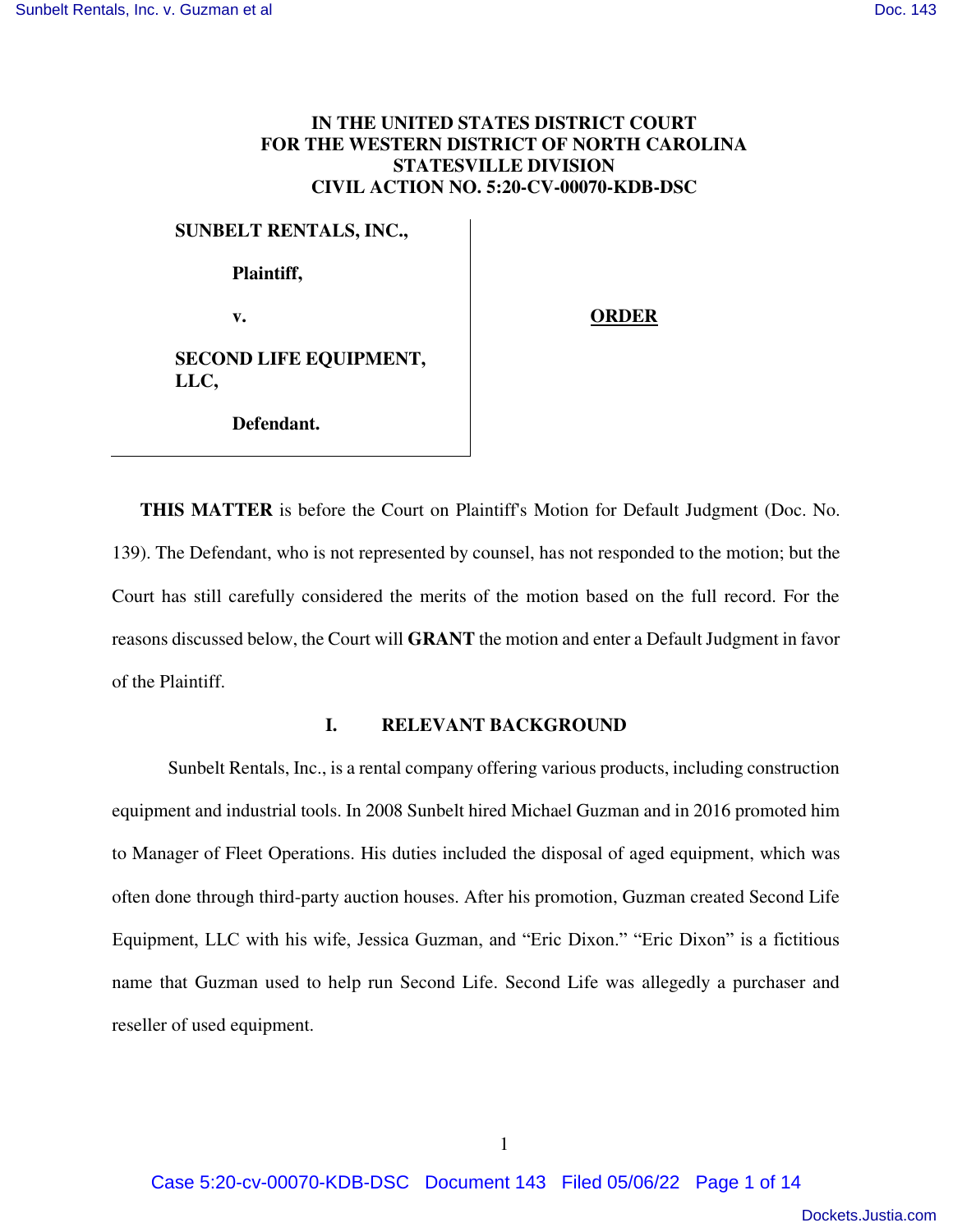**IN THE UNITED STATES DISTRICT COURT**
**FOR THE WESTERN DISTRICT OF NORTH CAROLINA**
**STATESVILLE DIVISION**
**CIVIL ACTION NO. 5:20-CV-00070-KDB-DSC**

**SUNBELT RENTALS, INC.,**

**Plaintiff,**

**v.**

**SECOND LIFE EQUIPMENT, LLC,**

**Defendant.**

**ORDER**

**THIS MATTER** is before the Court on Plaintiff's Motion for Default Judgment (Doc. No. 139). The Defendant, who is not represented by counsel, has not responded to the motion; but the Court has still carefully considered the merits of the motion based on the full record. For the reasons discussed below, the Court will **GRANT** the motion and enter a Default Judgment in favor of the Plaintiff.

## I. RELEVANT BACKGROUND

Sunbelt Rentals, Inc., is a rental company offering various products, including construction equipment and industrial tools. In 2008 Sunbelt hired Michael Guzman and in 2016 promoted him to Manager of Fleet Operations. His duties included the disposal of aged equipment, which was often done through third-party auction houses. After his promotion, Guzman created Second Life Equipment, LLC with his wife, Jessica Guzman, and "Eric Dixon." "Eric Dixon" is a fictitious name that Guzman used to help run Second Life. Second Life was allegedly a purchaser and reseller of used equipment.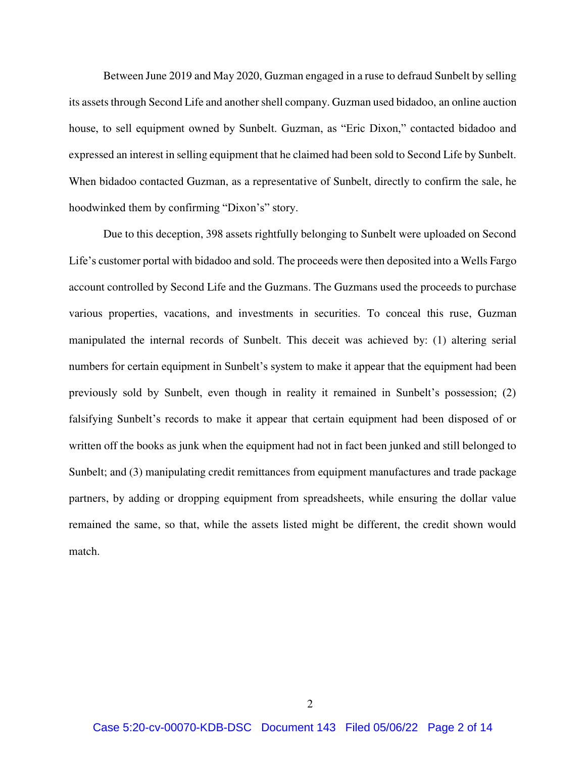Between June 2019 and May 2020, Guzman engaged in a ruse to defraud Sunbelt by selling its assets through Second Life and another shell company. Guzman used bidadoo, an online auction house, to sell equipment owned by Sunbelt. Guzman, as "Eric Dixon," contacted bidadoo and expressed an interest in selling equipment that he claimed had been sold to Second Life by Sunbelt. When bidadoo contacted Guzman, as a representative of Sunbelt, directly to confirm the sale, he hoodwinked them by confirming "Dixon's" story.

Due to this deception, 398 assets rightfully belonging to Sunbelt were uploaded on Second Life's customer portal with bidadoo and sold. The proceeds were then deposited into a Wells Fargo account controlled by Second Life and the Guzmans. The Guzmans used the proceeds to purchase various properties, vacations, and investments in securities. To conceal this ruse, Guzman manipulated the internal records of Sunbelt. This deceit was achieved by: (1) altering serial numbers for certain equipment in Sunbelt's system to make it appear that the equipment had been previously sold by Sunbelt, even though in reality it remained in Sunbelt's possession; (2) falsifying Sunbelt's records to make it appear that certain equipment had been disposed of or written off the books as junk when the equipment had not in fact been junked and still belonged to Sunbelt; and (3) manipulating credit remittances from equipment manufactures and trade package partners, by adding or dropping equipment from spreadsheets, while ensuring the dollar value remained the same, so that, while the assets listed might be different, the credit shown would match.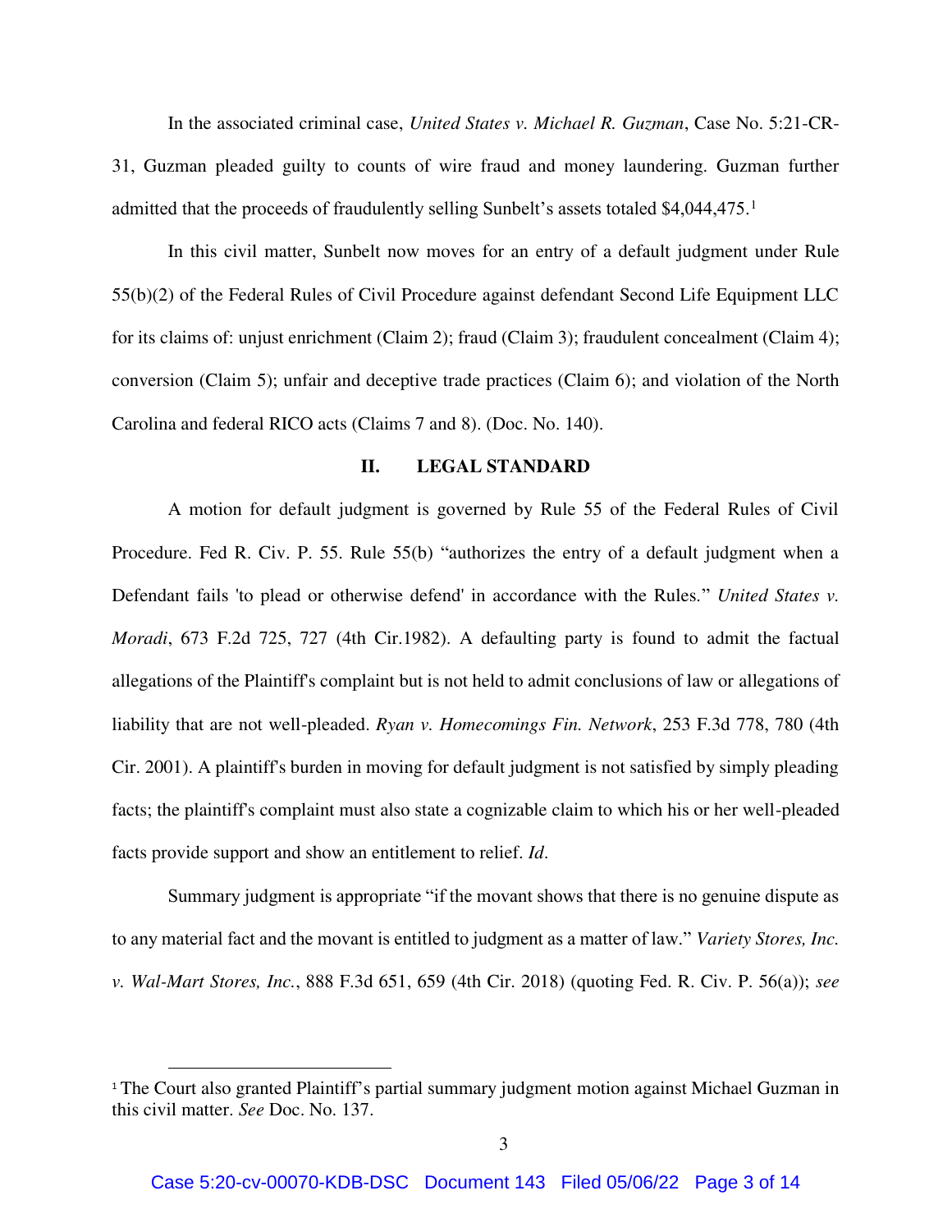In the associated criminal case, *United States v. Michael R. Guzman*, Case No. 5:21-CR-31, Guzman pleaded guilty to counts of wire fraud and money laundering. Guzman further admitted that the proceeds of fraudulently selling Sunbelt's assets totaled $4,044,475.[1]

In this civil matter, Sunbelt now moves for an entry of a default judgment under Rule 55(b)(2) of the Federal Rules of Civil Procedure against defendant Second Life Equipment LLC for its claims of: unjust enrichment (Claim 2); fraud (Claim 3); fraudulent concealment (Claim 4); conversion (Claim 5); unfair and deceptive trade practices (Claim 6); and violation of the North Carolina and federal RICO acts (Claims 7 and 8). (Doc. No. 140).

## II. LEGAL STANDARD

A motion for default judgment is governed by Rule 55 of the Federal Rules of Civil Procedure. Fed R. Civ. P. 55. Rule 55(b) "authorizes the entry of a default judgment when a Defendant fails 'to plead or otherwise defend' in accordance with the Rules." *United States v. Moradi*, 673 F.2d 725, 727 (4th Cir.1982). A defaulting party is found to admit the factual allegations of the Plaintiff's complaint but is not held to admit conclusions of law or allegations of liability that are not well-pleaded. *Ryan v. Homecomings Fin. Network*, 253 F.3d 778, 780 (4th Cir. 2001). A plaintiff's burden in moving for default judgment is not satisfied by simply pleading facts; the plaintiff's complaint must also state a cognizable claim to which his or her well-pleaded facts provide support and show an entitlement to relief. *Id*.

Summary judgment is appropriate "if the movant shows that there is no genuine dispute as to any material fact and the movant is entitled to judgment as a matter of law." *Variety Stores, Inc. v. Wal-Mart Stores, Inc.*, 888 F.3d 651, 659 (4th Cir. 2018) (quoting Fed. R. Civ. P. 56(a)); *see*

---

[1] The Court also granted Plaintiff's partial summary judgment motion against Michael Guzman in this civil matter. *See* Doc. No. 137.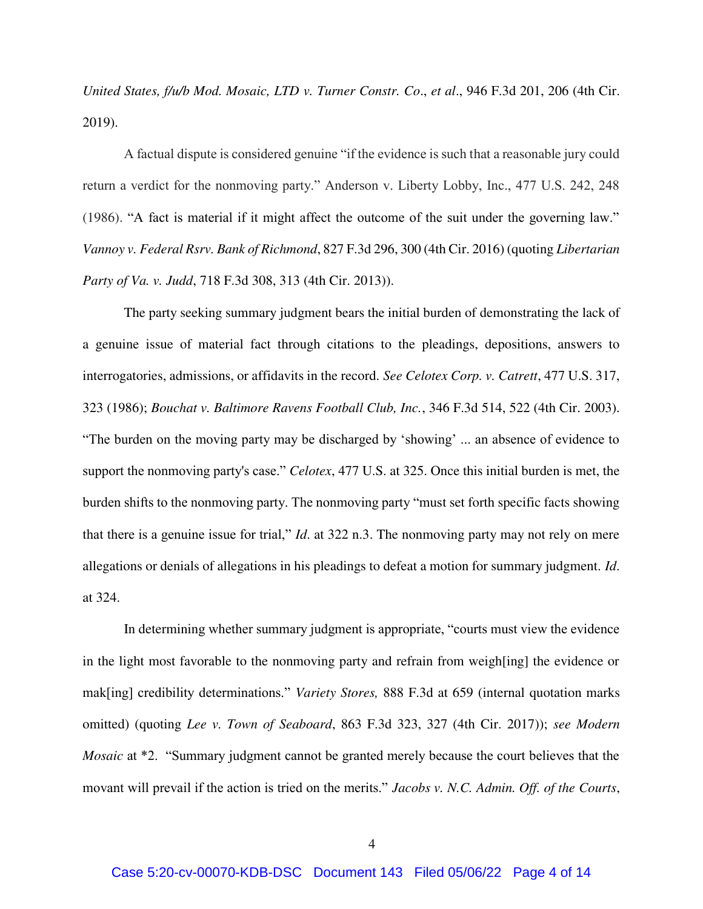*United States, f/u/b Mod. Mosaic, LTD v. Turner Constr. Co*., *et al*., 946 F.3d 201, 206 (4th Cir. 2019).

A factual dispute is considered genuine "if the evidence is such that a reasonable jury could return a verdict for the nonmoving party." Anderson v. Liberty Lobby, Inc., 477 U.S. 242, 248 (1986). "A fact is material if it might affect the outcome of the suit under the governing law." *Vannoy v. Federal Rsrv. Bank of Richmond*, 827 F.3d 296, 300 (4th Cir. 2016) (quoting *Libertarian Party of Va. v. Judd*, 718 F.3d 308, 313 (4th Cir. 2013)).

The party seeking summary judgment bears the initial burden of demonstrating the lack of a genuine issue of material fact through citations to the pleadings, depositions, answers to interrogatories, admissions, or affidavits in the record. *See Celotex Corp. v. Catrett*, 477 U.S. 317, 323 (1986); *Bouchat v. Baltimore Ravens Football Club, Inc.*, 346 F.3d 514, 522 (4th Cir. 2003). "The burden on the moving party may be discharged by 'showing' ... an absence of evidence to support the nonmoving party's case." *Celotex*, 477 U.S. at 325. Once this initial burden is met, the burden shifts to the nonmoving party. The nonmoving party "must set forth specific facts showing that there is a genuine issue for trial," *Id*. at 322 n.3. The nonmoving party may not rely on mere allegations or denials of allegations in his pleadings to defeat a motion for summary judgment. *Id*. at 324.

In determining whether summary judgment is appropriate, "courts must view the evidence in the light most favorable to the nonmoving party and refrain from weigh[ing] the evidence or mak[ing] credibility determinations." *Variety Stores,* 888 F.3d at 659 (internal quotation marks omitted) (quoting *Lee v. Town of Seaboard*, 863 F.3d 323, 327 (4th Cir. 2017)); *see Modern Mosaic* at *2. "Summary judgment cannot be granted merely because the court believes that the movant will prevail if the action is tried on the merits." *Jacobs v. N.C. Admin. Off. of the Courts*,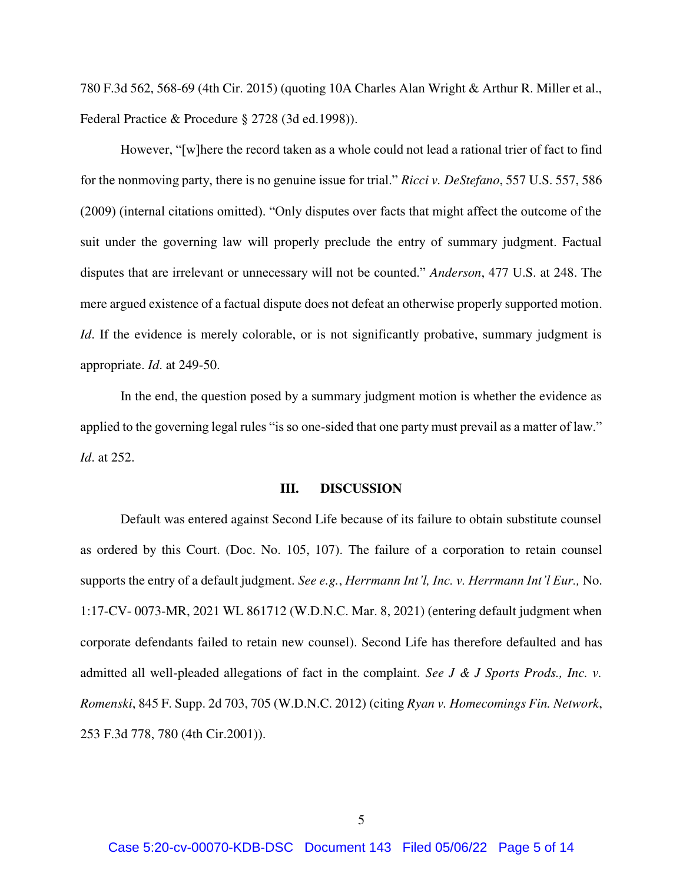780 F.3d 562, 568-69 (4th Cir. 2015) (quoting 10A Charles Alan Wright & Arthur R. Miller et al., Federal Practice & Procedure § 2728 (3d ed.1998)).

However, "[w]here the record taken as a whole could not lead a rational trier of fact to find for the nonmoving party, there is no genuine issue for trial." *Ricci v. DeStefano*, 557 U.S. 557, 586 (2009) (internal citations omitted). "Only disputes over facts that might affect the outcome of the suit under the governing law will properly preclude the entry of summary judgment. Factual disputes that are irrelevant or unnecessary will not be counted." *Anderson*, 477 U.S. at 248. The mere argued existence of a factual dispute does not defeat an otherwise properly supported motion. *Id*. If the evidence is merely colorable, or is not significantly probative, summary judgment is appropriate. *Id*. at 249-50.

In the end, the question posed by a summary judgment motion is whether the evidence as applied to the governing legal rules "is so one-sided that one party must prevail as a matter of law." *Id*. at 252.

## III. DISCUSSION

Default was entered against Second Life because of its failure to obtain substitute counsel as ordered by this Court. (Doc. No. 105, 107). The failure of a corporation to retain counsel supports the entry of a default judgment. *See e.g.*, *Herrmann Int'l, Inc. v. Herrmann Int'l Eur.,* No. 1:17-CV- 0073-MR, 2021 WL 861712 (W.D.N.C. Mar. 8, 2021) (entering default judgment when corporate defendants failed to retain new counsel). Second Life has therefore defaulted and has admitted all well-pleaded allegations of fact in the complaint. *See J & J Sports Prods., Inc. v. Romenski*, 845 F. Supp. 2d 703, 705 (W.D.N.C. 2012) (citing *Ryan v. Homecomings Fin. Network*, 253 F.3d 778, 780 (4th Cir.2001)).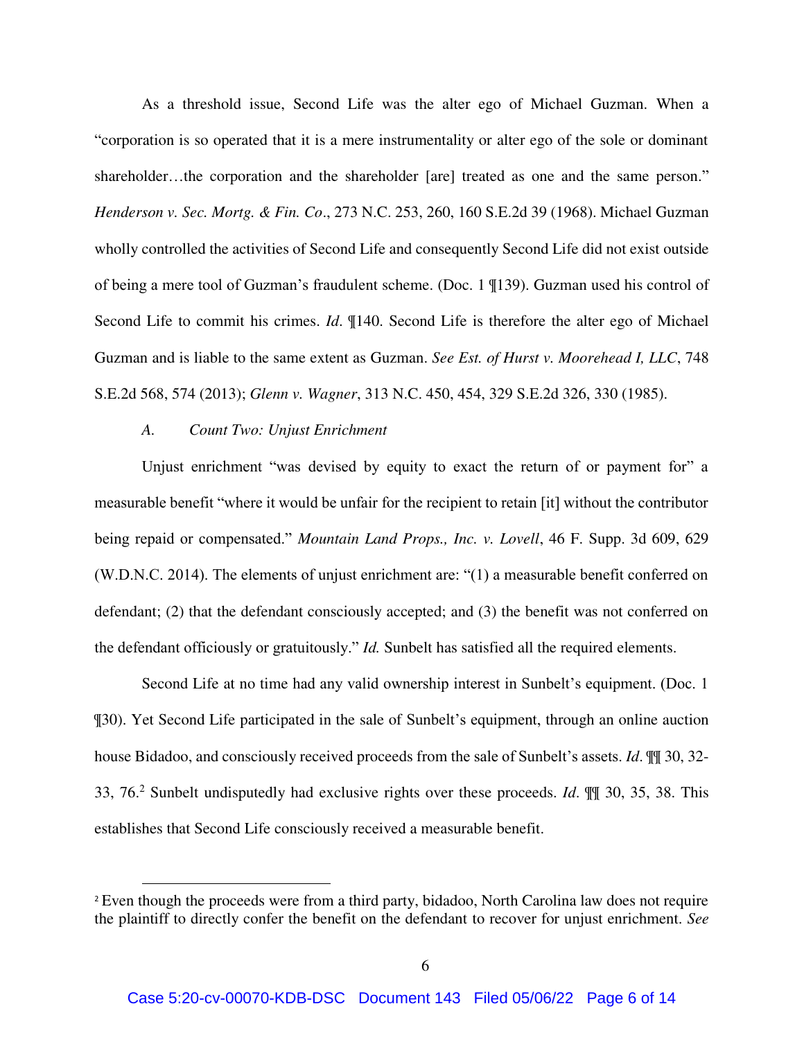As a threshold issue, Second Life was the alter ego of Michael Guzman. When a "corporation is so operated that it is a mere instrumentality or alter ego of the sole or dominant shareholder…the corporation and the shareholder [are] treated as one and the same person." *Henderson v. Sec. Mortg. & Fin. Co*., 273 N.C. 253, 260, 160 S.E.2d 39 (1968). Michael Guzman wholly controlled the activities of Second Life and consequently Second Life did not exist outside of being a mere tool of Guzman's fraudulent scheme. (Doc. 1 ¶139). Guzman used his control of Second Life to commit his crimes. *Id*. ¶140. Second Life is therefore the alter ego of Michael Guzman and is liable to the same extent as Guzman. *See Est. of Hurst v. Moorehead I, LLC*, 748 S.E.2d 568, 574 (2013); *Glenn v. Wagner*, 313 N.C. 450, 454, 329 S.E.2d 326, 330 (1985).

*A. Count Two: Unjust Enrichment*

Unjust enrichment "was devised by equity to exact the return of or payment for" a measurable benefit "where it would be unfair for the recipient to retain [it] without the contributor being repaid or compensated." *Mountain Land Props., Inc. v. Lovell*, 46 F. Supp. 3d 609, 629 (W.D.N.C. 2014). The elements of unjust enrichment are: "(1) a measurable benefit conferred on defendant; (2) that the defendant consciously accepted; and (3) the benefit was not conferred on the defendant officiously or gratuitously." *Id.* Sunbelt has satisfied all the required elements.

Second Life at no time had any valid ownership interest in Sunbelt's equipment. (Doc. 1 ¶30). Yet Second Life participated in the sale of Sunbelt's equipment, through an online auction house Bidadoo, and consciously received proceeds from the sale of Sunbelt's assets. *Id*. ¶¶ 30, 32-33, 76.[2] Sunbelt undisputedly had exclusive rights over these proceeds. *Id*. ¶¶ 30, 35, 38. This establishes that Second Life consciously received a measurable benefit.

[2] Even though the proceeds were from a third party, bidadoo, North Carolina law does not require the plaintiff to directly confer the benefit on the defendant to recover for unjust enrichment. *See*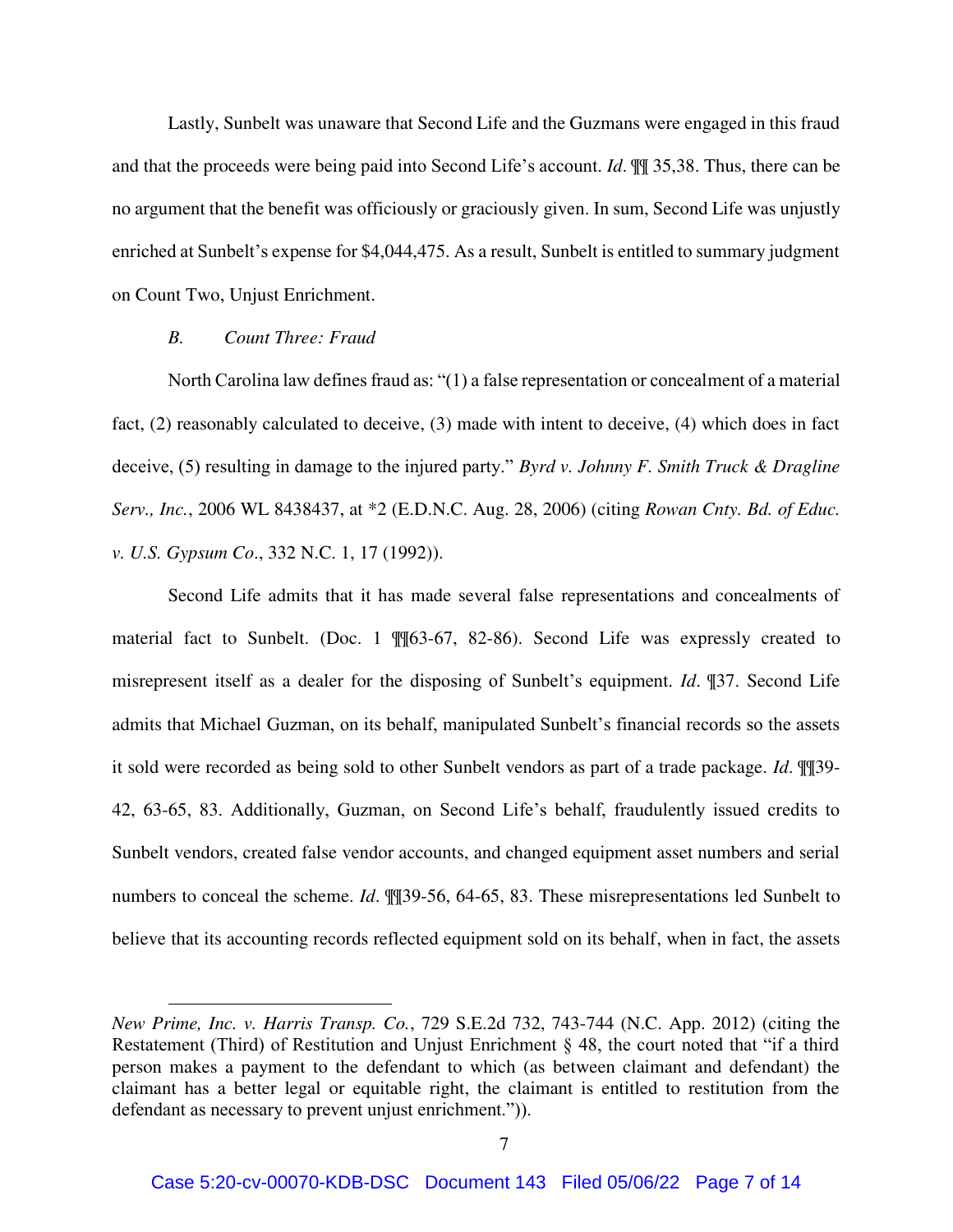Lastly, Sunbelt was unaware that Second Life and the Guzmans were engaged in this fraud and that the proceeds were being paid into Second Life's account. *Id*. ¶¶ 35,38. Thus, there can be no argument that the benefit was officiously or graciously given. In sum, Second Life was unjustly enriched at Sunbelt's expense for $4,044,475. As a result, Sunbelt is entitled to summary judgment on Count Two, Unjust Enrichment.

### *B. Count Three: Fraud*

North Carolina law defines fraud as: "(1) a false representation or concealment of a material fact, (2) reasonably calculated to deceive, (3) made with intent to deceive, (4) which does in fact deceive, (5) resulting in damage to the injured party." *Byrd v. Johnny F. Smith Truck & Dragline Serv., Inc.*, 2006 WL 8438437, at *2 (E.D.N.C. Aug. 28, 2006) (citing *Rowan Cnty. Bd. of Educ. v. U.S. Gypsum Co*., 332 N.C. 1, 17 (1992)).

Second Life admits that it has made several false representations and concealments of material fact to Sunbelt. (Doc. 1 ¶¶63-67, 82-86). Second Life was expressly created to misrepresent itself as a dealer for the disposing of Sunbelt's equipment. *Id*. ¶37. Second Life admits that Michael Guzman, on its behalf, manipulated Sunbelt's financial records so the assets it sold were recorded as being sold to other Sunbelt vendors as part of a trade package. *Id*. ¶¶39-42, 63-65, 83. Additionally, Guzman, on Second Life's behalf, fraudulently issued credits to Sunbelt vendors, created false vendor accounts, and changed equipment asset numbers and serial numbers to conceal the scheme. *Id*. ¶¶39-56, 64-65, 83. These misrepresentations led Sunbelt to believe that its accounting records reflected equipment sold on its behalf, when in fact, the assets

---

*New Prime, Inc. v. Harris Transp. Co.*, 729 S.E.2d 732, 743-744 (N.C. App. 2012) (citing the Restatement (Third) of Restitution and Unjust Enrichment § 48, the court noted that "if a third person makes a payment to the defendant to which (as between claimant and defendant) the claimant has a better legal or equitable right, the claimant is entitled to restitution from the defendant as necessary to prevent unjust enrichment.")).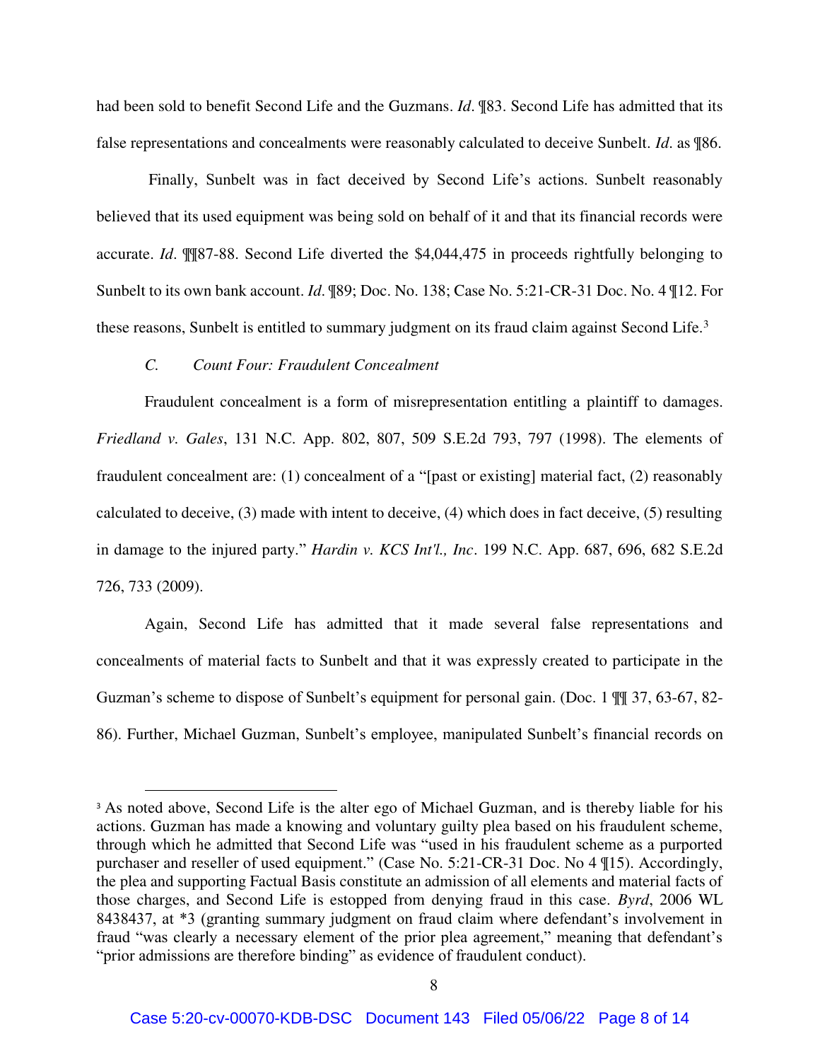had been sold to benefit Second Life and the Guzmans. *Id*. ¶83. Second Life has admitted that its false representations and concealments were reasonably calculated to deceive Sunbelt. *Id*. as ¶86.

Finally, Sunbelt was in fact deceived by Second Life's actions. Sunbelt reasonably believed that its used equipment was being sold on behalf of it and that its financial records were accurate. *Id*. ¶¶87-88. Second Life diverted the $4,044,475 in proceeds rightfully belonging to Sunbelt to its own bank account. *Id*. ¶89; Doc. No. 138; Case No. 5:21-CR-31 Doc. No. 4 ¶12. For these reasons, Sunbelt is entitled to summary judgment on its fraud claim against Second Life.[3]

*C. Count Four: Fraudulent Concealment*

Fraudulent concealment is a form of misrepresentation entitling a plaintiff to damages. *Friedland v. Gales*, 131 N.C. App. 802, 807, 509 S.E.2d 793, 797 (1998). The elements of fraudulent concealment are: (1) concealment of a "[past or existing] material fact, (2) reasonably calculated to deceive, (3) made with intent to deceive, (4) which does in fact deceive, (5) resulting in damage to the injured party." *Hardin v. KCS Int'l., Inc*. 199 N.C. App. 687, 696, 682 S.E.2d 726, 733 (2009).

Again, Second Life has admitted that it made several false representations and concealments of material facts to Sunbelt and that it was expressly created to participate in the Guzman's scheme to dispose of Sunbelt's equipment for personal gain. (Doc. 1 ¶¶ 37, 63-67, 82-86). Further, Michael Guzman, Sunbelt's employee, manipulated Sunbelt's financial records on

---

[3] As noted above, Second Life is the alter ego of Michael Guzman, and is thereby liable for his actions. Guzman has made a knowing and voluntary guilty plea based on his fraudulent scheme, through which he admitted that Second Life was "used in his fraudulent scheme as a purported purchaser and reseller of used equipment." (Case No. 5:21-CR-31 Doc. No 4 ¶15). Accordingly, the plea and supporting Factual Basis constitute an admission of all elements and material facts of those charges, and Second Life is estopped from denying fraud in this case. *Byrd*, 2006 WL 8438437, at *3 (granting summary judgment on fraud claim where defendant's involvement in fraud "was clearly a necessary element of the prior plea agreement," meaning that defendant's "prior admissions are therefore binding" as evidence of fraudulent conduct).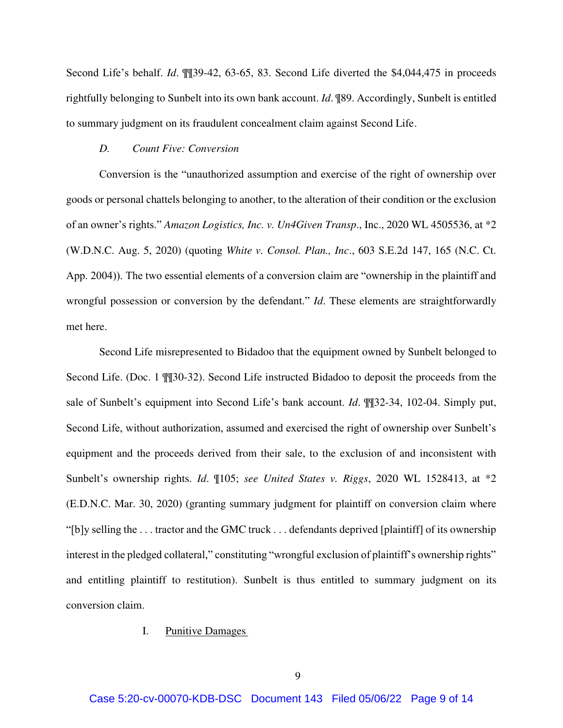Second Life's behalf. *Id*. ¶¶39-42, 63-65, 83. Second Life diverted the $4,044,475 in proceeds rightfully belonging to Sunbelt into its own bank account. *Id*. ¶89. Accordingly, Sunbelt is entitled to summary judgment on its fraudulent concealment claim against Second Life.

*D. Count Five: Conversion*

Conversion is the "unauthorized assumption and exercise of the right of ownership over goods or personal chattels belonging to another, to the alteration of their condition or the exclusion of an owner's rights." *Amazon Logistics, Inc. v. Un4Given Transp*., Inc., 2020 WL 4505536, at *2 (W.D.N.C. Aug. 5, 2020) (quoting *White v. Consol. Plan., Inc*., 603 S.E.2d 147, 165 (N.C. Ct. App. 2004)). The two essential elements of a conversion claim are "ownership in the plaintiff and wrongful possession or conversion by the defendant." *Id*. These elements are straightforwardly met here.

Second Life misrepresented to Bidadoo that the equipment owned by Sunbelt belonged to Second Life. (Doc. 1 ¶¶30-32). Second Life instructed Bidadoo to deposit the proceeds from the sale of Sunbelt's equipment into Second Life's bank account. *Id*. ¶¶32-34, 102-04. Simply put, Second Life, without authorization, assumed and exercised the right of ownership over Sunbelt's equipment and the proceeds derived from their sale, to the exclusion of and inconsistent with Sunbelt's ownership rights. *Id*. ¶105; *see United States v. Riggs*, 2020 WL 1528413, at *2 (E.D.N.C. Mar. 30, 2020) (granting summary judgment for plaintiff on conversion claim where "[b]y selling the . . . tractor and the GMC truck . . . defendants deprived [plaintiff] of its ownership interest in the pledged collateral," constituting "wrongful exclusion of plaintiff's ownership rights" and entitling plaintiff to restitution). Sunbelt is thus entitled to summary judgment on its conversion claim.

I. <u>Punitive Damages</u>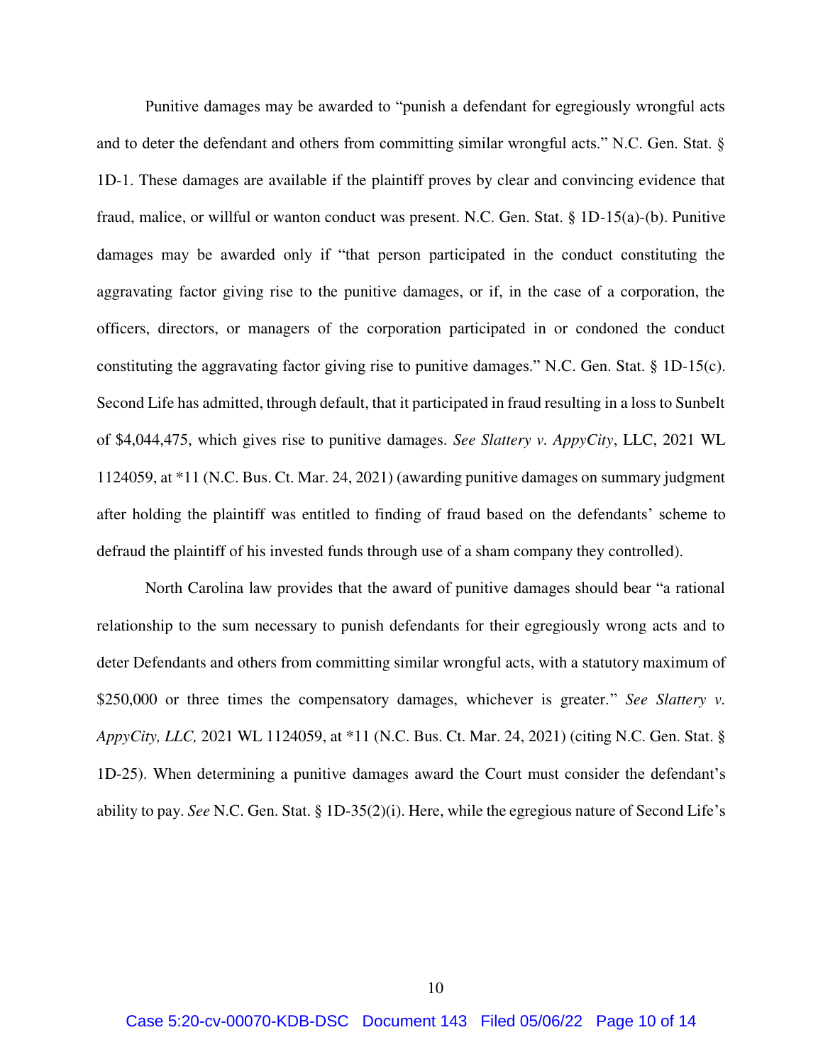Punitive damages may be awarded to "punish a defendant for egregiously wrongful acts and to deter the defendant and others from committing similar wrongful acts." N.C. Gen. Stat. § 1D-1. These damages are available if the plaintiff proves by clear and convincing evidence that fraud, malice, or willful or wanton conduct was present. N.C. Gen. Stat. § 1D-15(a)-(b). Punitive damages may be awarded only if "that person participated in the conduct constituting the aggravating factor giving rise to the punitive damages, or if, in the case of a corporation, the officers, directors, or managers of the corporation participated in or condoned the conduct constituting the aggravating factor giving rise to punitive damages." N.C. Gen. Stat. § 1D-15(c). Second Life has admitted, through default, that it participated in fraud resulting in a loss to Sunbelt of $4,044,475, which gives rise to punitive damages. *See Slattery v. AppyCity*, LLC, 2021 WL 1124059, at *11 (N.C. Bus. Ct. Mar. 24, 2021) (awarding punitive damages on summary judgment after holding the plaintiff was entitled to finding of fraud based on the defendants' scheme to defraud the plaintiff of his invested funds through use of a sham company they controlled).

North Carolina law provides that the award of punitive damages should bear "a rational relationship to the sum necessary to punish defendants for their egregiously wrong acts and to deter Defendants and others from committing similar wrongful acts, with a statutory maximum of $250,000 or three times the compensatory damages, whichever is greater." *See Slattery v. AppyCity, LLC,* 2021 WL 1124059, at *11 (N.C. Bus. Ct. Mar. 24, 2021) (citing N.C. Gen. Stat. § 1D-25). When determining a punitive damages award the Court must consider the defendant's ability to pay. *See* N.C. Gen. Stat. § 1D-35(2)(i). Here, while the egregious nature of Second Life's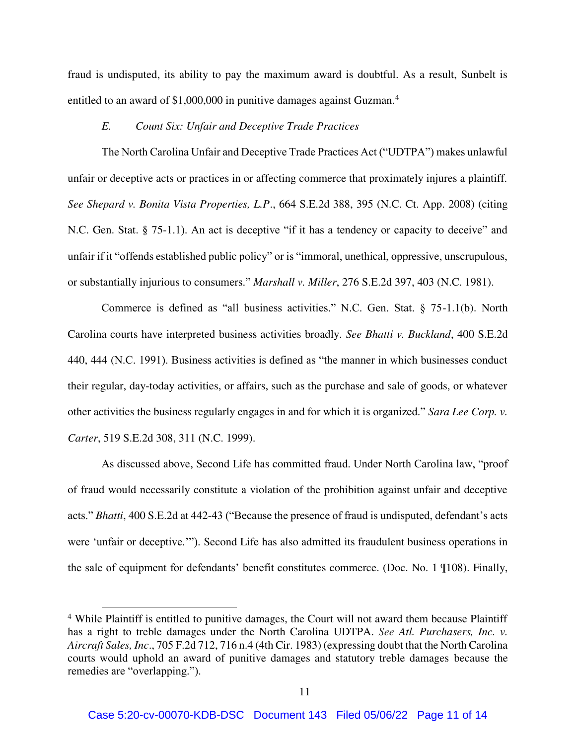fraud is undisputed, its ability to pay the maximum award is doubtful. As a result, Sunbelt is entitled to an award of $1,000,000 in punitive damages against Guzman.[4]

*E. Count Six: Unfair and Deceptive Trade Practices*

The North Carolina Unfair and Deceptive Trade Practices Act ("UDTPA") makes unlawful unfair or deceptive acts or practices in or affecting commerce that proximately injures a plaintiff. *See Shepard v. Bonita Vista Properties, L.P*., 664 S.E.2d 388, 395 (N.C. Ct. App. 2008) (citing N.C. Gen. Stat. § 75-1.1). An act is deceptive "if it has a tendency or capacity to deceive" and unfair if it "offends established public policy" or is "immoral, unethical, oppressive, unscrupulous, or substantially injurious to consumers." *Marshall v. Miller*, 276 S.E.2d 397, 403 (N.C. 1981).

Commerce is defined as "all business activities." N.C. Gen. Stat. § 75-1.1(b). North Carolina courts have interpreted business activities broadly. *See Bhatti v. Buckland*, 400 S.E.2d 440, 444 (N.C. 1991). Business activities is defined as "the manner in which businesses conduct their regular, day-today activities, or affairs, such as the purchase and sale of goods, or whatever other activities the business regularly engages in and for which it is organized." *Sara Lee Corp. v. Carter*, 519 S.E.2d 308, 311 (N.C. 1999).

As discussed above, Second Life has committed fraud. Under North Carolina law, "proof of fraud would necessarily constitute a violation of the prohibition against unfair and deceptive acts." *Bhatti*, 400 S.E.2d at 442-43 ("Because the presence of fraud is undisputed, defendant's acts were 'unfair or deceptive.'"). Second Life has also admitted its fraudulent business operations in the sale of equipment for defendants' benefit constitutes commerce. (Doc. No. 1 ¶108). Finally,

---

[4] While Plaintiff is entitled to punitive damages, the Court will not award them because Plaintiff has a right to treble damages under the North Carolina UDTPA. *See Atl. Purchasers, Inc. v. Aircraft Sales, Inc*., 705 F.2d 712, 716 n.4 (4th Cir. 1983) (expressing doubt that the North Carolina courts would uphold an award of punitive damages and statutory treble damages because the remedies are "overlapping.").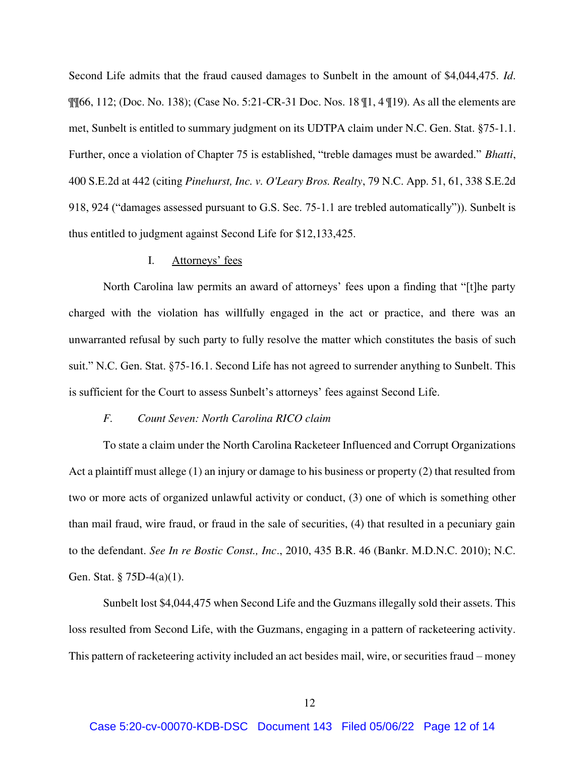Second Life admits that the fraud caused damages to Sunbelt in the amount of $4,044,475. *Id.* ¶¶66, 112; (Doc. No. 138); (Case No. 5:21-CR-31 Doc. Nos. 18 ¶1, 4 ¶19). As all the elements are met, Sunbelt is entitled to summary judgment on its UDTPA claim under N.C. Gen. Stat. §75-1.1. Further, once a violation of Chapter 75 is established, "treble damages must be awarded." *Bhatti*, 400 S.E.2d at 442 (citing *Pinehurst, Inc. v. O'Leary Bros. Realty*, 79 N.C. App. 51, 61, 338 S.E.2d 918, 924 ("damages assessed pursuant to G.S. Sec. 75-1.1 are trebled automatically")). Sunbelt is thus entitled to judgment against Second Life for $12,133,425.

I. <u>Attorneys' fees</u>

North Carolina law permits an award of attorneys' fees upon a finding that "[t]he party charged with the violation has willfully engaged in the act or practice, and there was an unwarranted refusal by such party to fully resolve the matter which constitutes the basis of such suit." N.C. Gen. Stat. §75-16.1. Second Life has not agreed to surrender anything to Sunbelt. This is sufficient for the Court to assess Sunbelt's attorneys' fees against Second Life.

*F. Count Seven: North Carolina RICO claim*

To state a claim under the North Carolina Racketeer Influenced and Corrupt Organizations Act a plaintiff must allege (1) an injury or damage to his business or property (2) that resulted from two or more acts of organized unlawful activity or conduct, (3) one of which is something other than mail fraud, wire fraud, or fraud in the sale of securities, (4) that resulted in a pecuniary gain to the defendant. *See In re Bostic Const., Inc*., 2010, 435 B.R. 46 (Bankr. M.D.N.C. 2010); N.C. Gen. Stat. § 75D-4(a)(1).

Sunbelt lost $4,044,475 when Second Life and the Guzmans illegally sold their assets. This loss resulted from Second Life, with the Guzmans, engaging in a pattern of racketeering activity. This pattern of racketeering activity included an act besides mail, wire, or securities fraud – money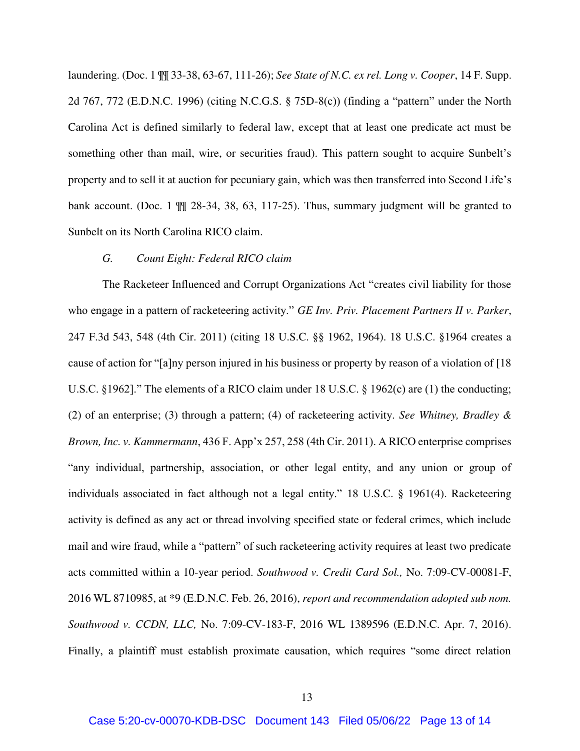laundering. (Doc. 1 ¶¶ 33-38, 63-67, 111-26); *See State of N.C. ex rel. Long v. Cooper*, 14 F. Supp. 2d 767, 772 (E.D.N.C. 1996) (citing N.C.G.S. § 75D-8(c)) (finding a "pattern" under the North Carolina Act is defined similarly to federal law, except that at least one predicate act must be something other than mail, wire, or securities fraud). This pattern sought to acquire Sunbelt's property and to sell it at auction for pecuniary gain, which was then transferred into Second Life's bank account. (Doc. 1 ¶¶ 28-34, 38, 63, 117-25). Thus, summary judgment will be granted to Sunbelt on its North Carolina RICO claim.

*G. Count Eight: Federal RICO claim*

The Racketeer Influenced and Corrupt Organizations Act "creates civil liability for those who engage in a pattern of racketeering activity." *GE Inv. Priv. Placement Partners II v. Parker*, 247 F.3d 543, 548 (4th Cir. 2011) (citing 18 U.S.C. §§ 1962, 1964). 18 U.S.C. §1964 creates a cause of action for "[a]ny person injured in his business or property by reason of a violation of [18 U.S.C. §1962]." The elements of a RICO claim under 18 U.S.C. § 1962(c) are (1) the conducting; (2) of an enterprise; (3) through a pattern; (4) of racketeering activity. *See Whitney, Bradley & Brown, Inc. v. Kammermann*, 436 F. App'x 257, 258 (4th Cir. 2011). A RICO enterprise comprises "any individual, partnership, association, or other legal entity, and any union or group of individuals associated in fact although not a legal entity." 18 U.S.C. § 1961(4). Racketeering activity is defined as any act or thread involving specified state or federal crimes, which include mail and wire fraud, while a "pattern" of such racketeering activity requires at least two predicate acts committed within a 10-year period. *Southwood v. Credit Card Sol.,* No. 7:09-CV-00081-F, 2016 WL 8710985, at *9 (E.D.N.C. Feb. 26, 2016), *report and recommendation adopted sub nom. Southwood v. CCDN, LLC,* No. 7:09-CV-183-F, 2016 WL 1389596 (E.D.N.C. Apr. 7, 2016). Finally, a plaintiff must establish proximate causation, which requires "some direct relation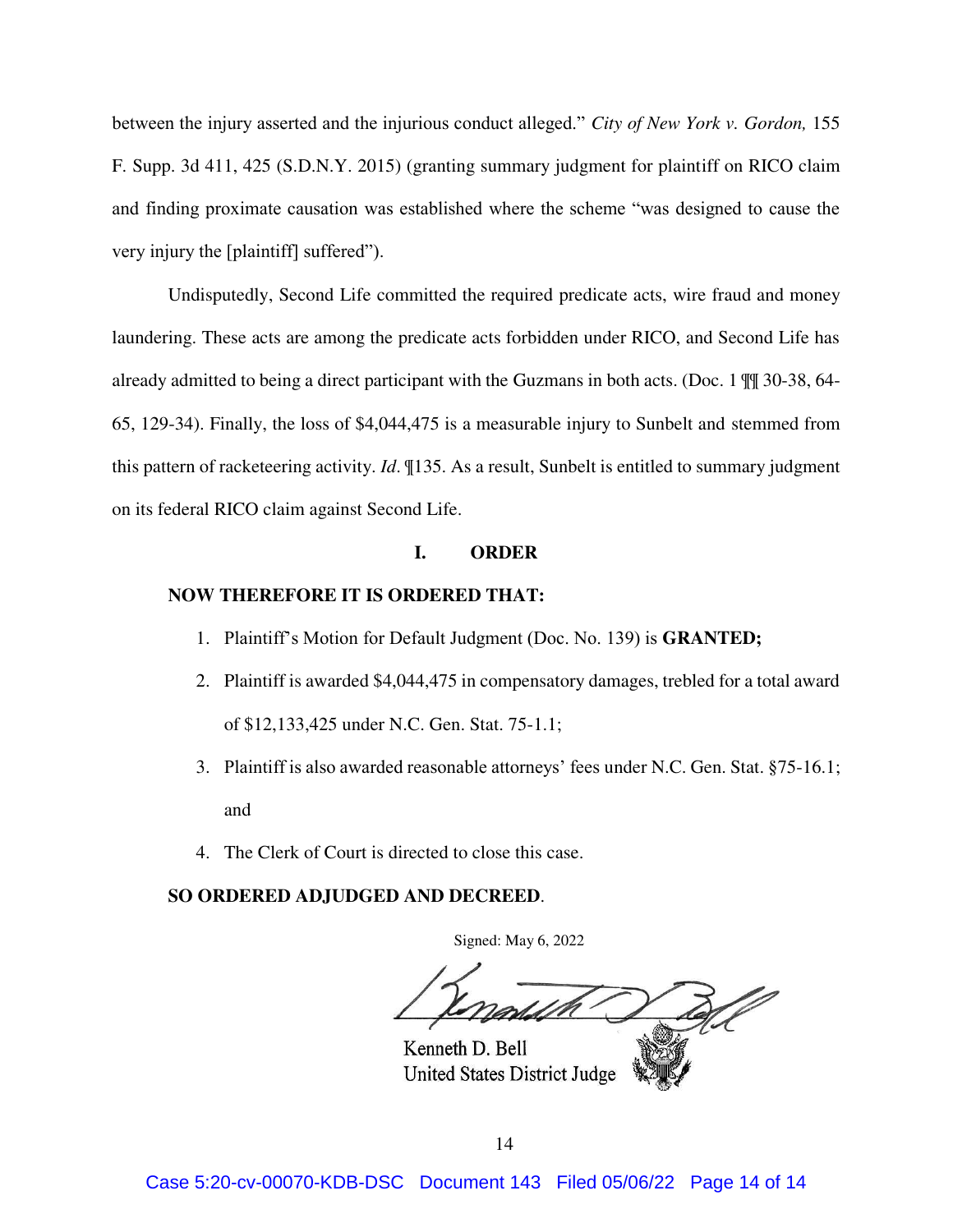between the injury asserted and the injurious conduct alleged." *City of New York v. Gordon,* 155 F. Supp. 3d 411, 425 (S.D.N.Y. 2015) (granting summary judgment for plaintiff on RICO claim and finding proximate causation was established where the scheme "was designed to cause the very injury the [plaintiff] suffered").

Undisputedly, Second Life committed the required predicate acts, wire fraud and money laundering. These acts are among the predicate acts forbidden under RICO, and Second Life has already admitted to being a direct participant with the Guzmans in both acts. (Doc. 1 ¶¶ 30-38, 64-65, 129-34). Finally, the loss of $4,044,475 is a measurable injury to Sunbelt and stemmed from this pattern of racketeering activity. *Id*. ¶135. As a result, Sunbelt is entitled to summary judgment on its federal RICO claim against Second Life.

## I. ORDER

**NOW THEREFORE IT IS ORDERED THAT:**

1. Plaintiff's Motion for Default Judgment (Doc. No. 139) is **GRANTED;**
2. Plaintiff is awarded $4,044,475 in compensatory damages, trebled for a total award of $12,133,425 under N.C. Gen. Stat. 75-1.1;
3. Plaintiff is also awarded reasonable attorneys' fees under N.C. Gen. Stat. §75-16.1; and
4. The Clerk of Court is directed to close this case.

**SO ORDERED ADJUDGED AND DECREED**.

Signed: May 6, 2022

Kenneth D. Bell
United States District Judge